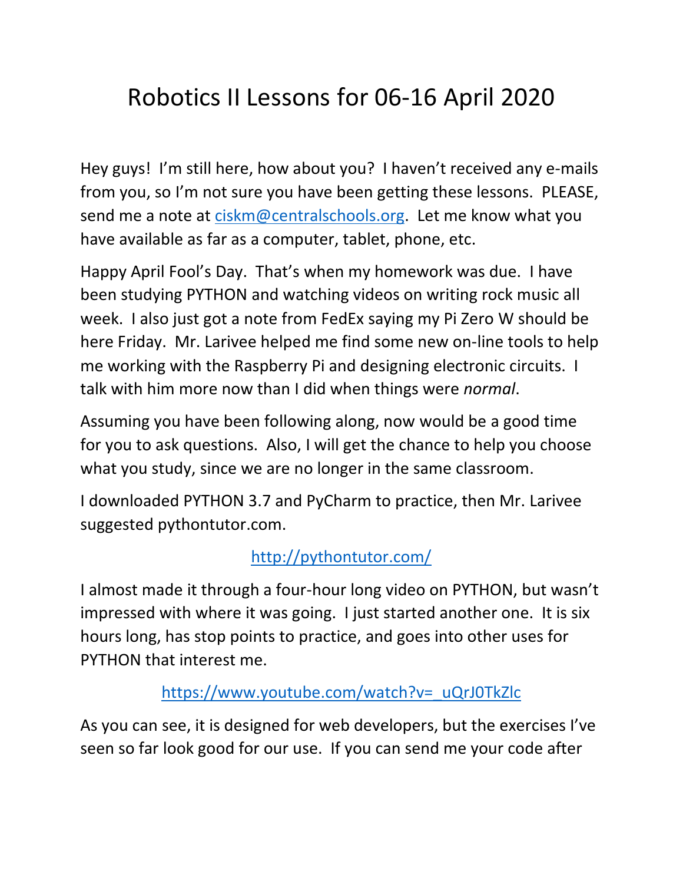# Robotics II Lessons for 06-16 April 2020

Hey guys! I'm still here, how about you? I haven't received any e-mails from you, so I'm not sure you have been getting these lessons. PLEASE, send me a note at [ciskm@centralschools.org](mailto:ciskm@centralschools.org). Let me know what you have available as far as a computer, tablet, phone, etc.

Happy April Fool's Day. That's when my homework was due. I have been studying PYTHON and watching videos on writing rock music all week. I also just got a note from FedEx saying my Pi Zero W should be here Friday. Mr. Larivee helped me find some new on-line tools to help me working with the Raspberry Pi and designing electronic circuits. I talk with him more now than I did when things were *normal*.

Assuming you have been following along, now would be a good time for you to ask questions. Also, I will get the chance to help you choose what you study, since we are no longer in the same classroom.

I downloaded PYTHON 3.7 and PyCharm to practice, then Mr. Larivee suggested pythontutor.com.

[http://pythontutor.com/](http://pythontutor.com/)

I almost made it through a four-hour long video on PYTHON, but wasn't impressed with where it was going. I just started another one. It is six hours long, has stop points to practice, and goes into other uses for PYTHON that interest me.

[https://www.youtube.com/watch?v=_uQrJ0TkZlc](https://www.youtube.com/watch?v=_uQrJ0TkZlc)

As you can see, it is designed for web developers, but the exercises I've seen so far look good for our use. If you can send me your code after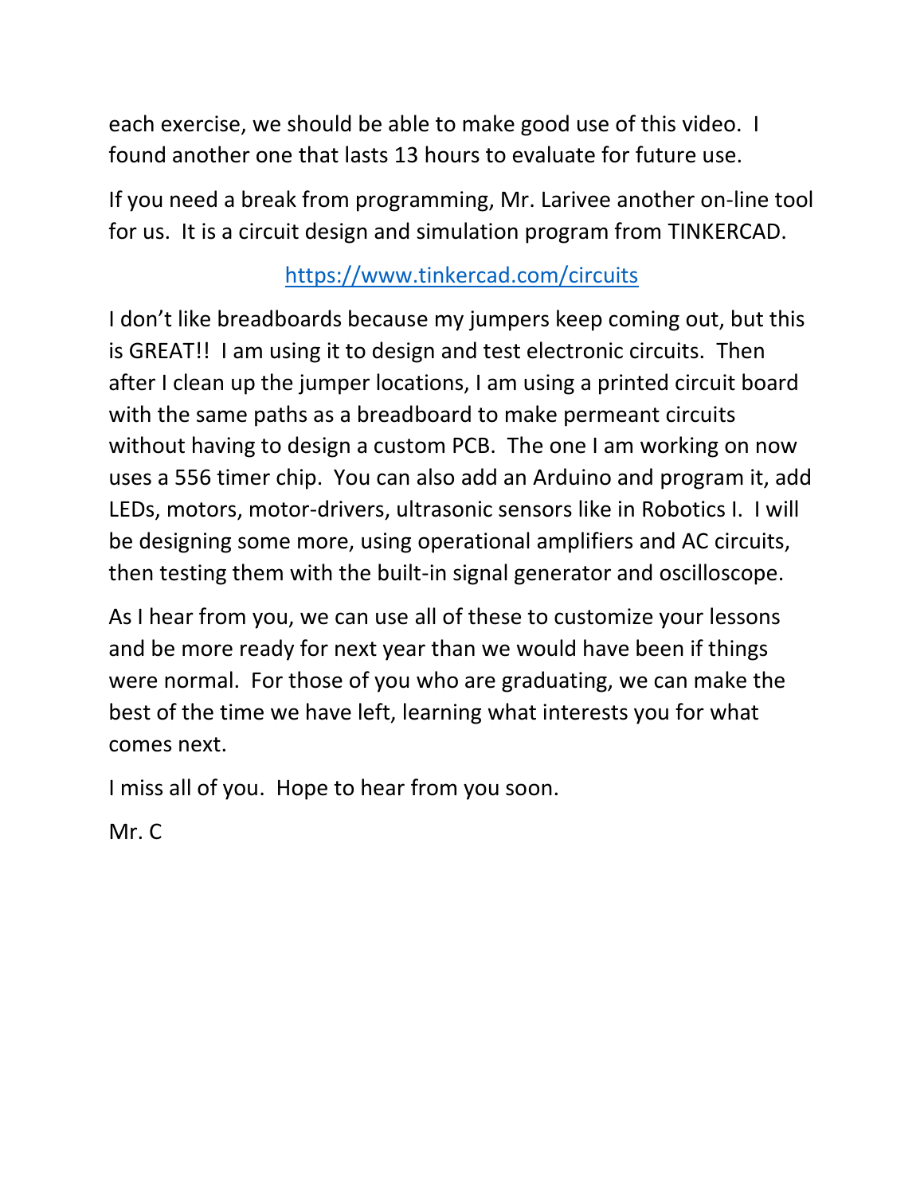each exercise, we should be able to make good use of this video. I found another one that lasts 13 hours to evaluate for future use.

If you need a break from programming, Mr. Larivee another on-line tool for us. It is a circuit design and simulation program from TINKERCAD.

https://www.tinkercad.com/circuits

I don't like breadboards because my jumpers keep coming out, but this is GREAT!! I am using it to design and test electronic circuits. Then after I clean up the jumper locations, I am using a printed circuit board with the same paths as a breadboard to make permeant circuits without having to design a custom PCB. The one I am working on now uses a 556 timer chip. You can also add an Arduino and program it, add LEDs, motors, motor-drivers, ultrasonic sensors like in Robotics I. I will be designing some more, using operational amplifiers and AC circuits, then testing them with the built-in signal generator and oscilloscope.

As I hear from you, we can use all of these to customize your lessons and be more ready for next year than we would have been if things were normal. For those of you who are graduating, we can make the best of the time we have left, learning what interests you for what comes next.

I miss all of you. Hope to hear from you soon.

Mr. C